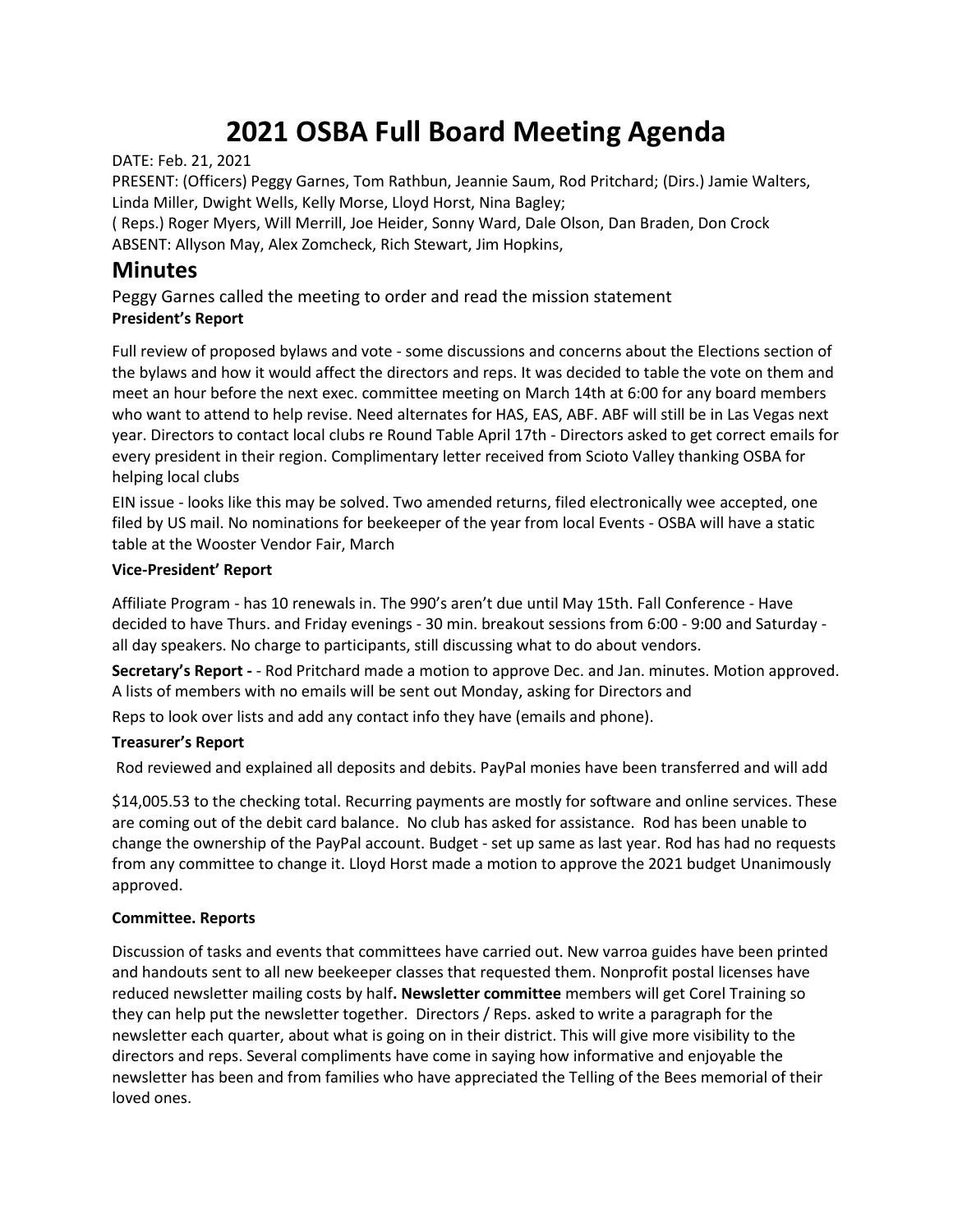# 2021 OSBA Full Board Meeting Agenda

DATE: Feb. 21, 2021

PRESENT: (Officers) Peggy Garnes, Tom Rathbun, Jeannie Saum, Rod Pritchard; (Dirs.) Jamie Walters, Linda Miller, Dwight Wells, Kelly Morse, Lloyd Horst, Nina Bagley;

( Reps.) Roger Myers, Will Merrill, Joe Heider, Sonny Ward, Dale Olson, Dan Braden, Don Crock

ABSENT: Allyson May, Alex Zomcheck, Rich Stewart, Jim Hopkins,

## Minutes

Peggy Garnes called the meeting to order and read the mission statement

**President's Report**

Full review of proposed bylaws and vote - some discussions and concerns about the Elections section of the bylaws and how it would affect the directors and reps. It was decided to table the vote on them and meet an hour before the next exec. committee meeting on March 14th at 6:00 for any board members who want to attend to help revise. Need alternates for HAS, EAS, ABF. ABF will still be in Las Vegas next year. Directors to contact local clubs re Round Table April 17th - Directors asked to get correct emails for every president in their region. Complimentary letter received from Scioto Valley thanking OSBA for helping local clubs

EIN issue - looks like this may be solved. Two amended returns, filed electronically wee accepted, one filed by US mail. No nominations for beekeeper of the year from local Events - OSBA will have a static table at the Wooster Vendor Fair, March

**Vice-President' Report**

Affiliate Program - has 10 renewals in. The 990's aren't due until May 15th. Fall Conference - Have decided to have Thurs. and Friday evenings - 30 min. breakout sessions from 6:00 - 9:00 and Saturday - all day speakers. No charge to participants, still discussing what to do about vendors.

**Secretary's Report -** - Rod Pritchard made a motion to approve Dec. and Jan. minutes. Motion approved. A lists of members with no emails will be sent out Monday, asking for Directors and Reps to look over lists and add any contact info they have (emails and phone).

**Treasurer's Report**

Rod reviewed and explained all deposits and debits. PayPal monies have been transferred and will add $14,005.53 to the checking total. Recurring payments are mostly for software and online services. These are coming out of the debit card balance. No club has asked for assistance. Rod has been unable to change the ownership of the PayPal account. Budget - set up same as last year. Rod has had no requests from any committee to change it. Lloyd Horst made a motion to approve the 2021 budget Unanimously approved.

**Committee. Reports**

Discussion of tasks and events that committees have carried out. New varroa guides have been printed and handouts sent to all new beekeeper classes that requested them. Nonprofit postal licenses have reduced newsletter mailing costs by half**. Newsletter committee** members will get Corel Training so they can help put the newsletter together. Directors / Reps. asked to write a paragraph for the newsletter each quarter, about what is going on in their district. This will give more visibility to the directors and reps. Several compliments have come in saying how informative and enjoyable the newsletter has been and from families who have appreciated the Telling of the Bees memorial of their loved ones.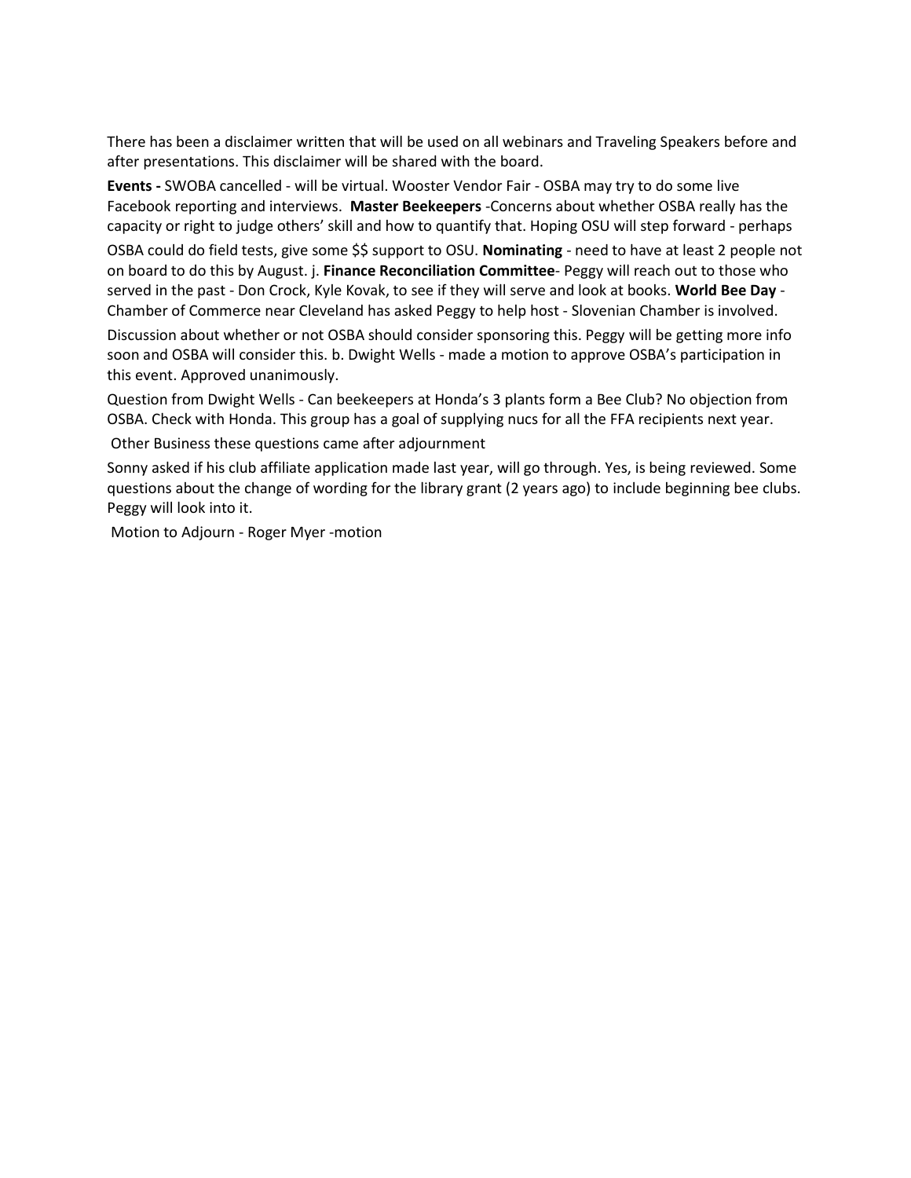There has been a disclaimer written that will be used on all webinars and Traveling Speakers before and after presentations. This disclaimer will be shared with the board.

**Events -** SWOBA cancelled - will be virtual. Wooster Vendor Fair - OSBA may try to do some live Facebook reporting and interviews. **Master Beekeepers** -Concerns about whether OSBA really has the capacity or right to judge others' skill and how to quantify that. Hoping OSU will step forward - perhaps OSBA could do field tests, give some $$ support to OSU. **Nominating** - need to have at least 2 people not on board to do this by August. j. **Finance Reconciliation Committee**- Peggy will reach out to those who served in the past - Don Crock, Kyle Kovak, to see if they will serve and look at books. **World Bee Day** - Chamber of Commerce near Cleveland has asked Peggy to help host - Slovenian Chamber is involved. Discussion about whether or not OSBA should consider sponsoring this. Peggy will be getting more info soon and OSBA will consider this. b. Dwight Wells - made a motion to approve OSBA's participation in this event. Approved unanimously.

Question from Dwight Wells - Can beekeepers at Honda's 3 plants form a Bee Club? No objection from OSBA. Check with Honda. This group has a goal of supplying nucs for all the FFA recipients next year.

Other Business these questions came after adjournment

Sonny asked if his club affiliate application made last year, will go through. Yes, is being reviewed. Some questions about the change of wording for the library grant (2 years ago) to include beginning bee clubs. Peggy will look into it.

Motion to Adjourn - Roger Myer -motion